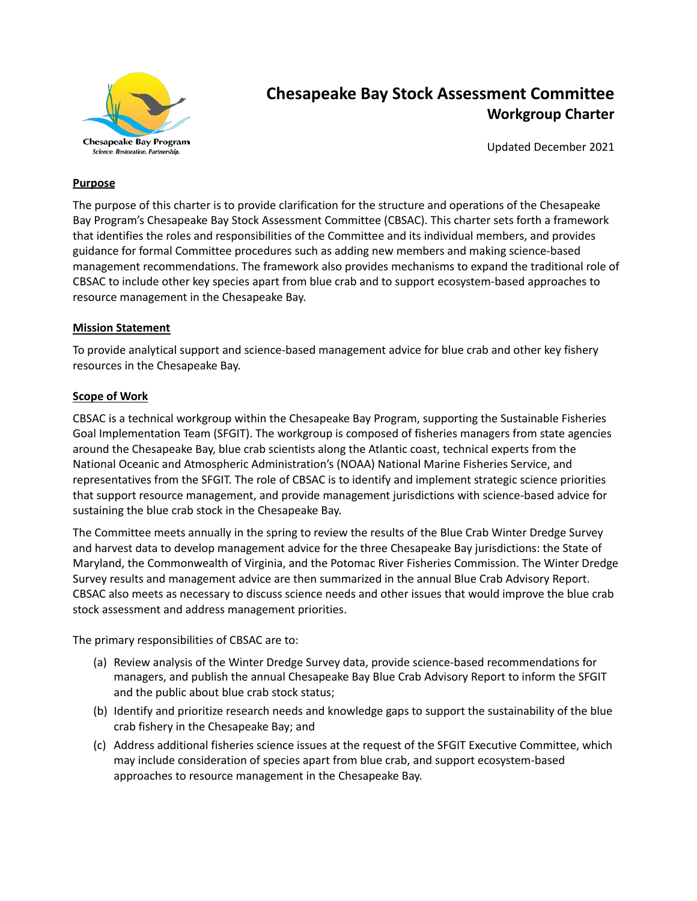Chesapeake Bay Program
*Science. Restoration. Partnership.*

# Chesapeake Bay Stock Assessment Committee

## Workgroup Charter

Updated December 2021

**Purpose**

The purpose of this charter is to provide clarification for the structure and operations of the Chesapeake Bay Program's Chesapeake Bay Stock Assessment Committee (CBSAC). This charter sets forth a framework that identifies the roles and responsibilities of the Committee and its individual members, and provides guidance for formal Committee procedures such as adding new members and making science-based management recommendations. The framework also provides mechanisms to expand the traditional role of CBSAC to include other key species apart from blue crab and to support ecosystem-based approaches to resource management in the Chesapeake Bay.

**Mission Statement**

To provide analytical support and science-based management advice for blue crab and other key fishery resources in the Chesapeake Bay.

**Scope of Work**

CBSAC is a technical workgroup within the Chesapeake Bay Program, supporting the Sustainable Fisheries Goal Implementation Team (SFGIT). The workgroup is composed of fisheries managers from state agencies around the Chesapeake Bay, blue crab scientists along the Atlantic coast, technical experts from the National Oceanic and Atmospheric Administration's (NOAA) National Marine Fisheries Service, and representatives from the SFGIT. The role of CBSAC is to identify and implement strategic science priorities that support resource management, and provide management jurisdictions with science-based advice for sustaining the blue crab stock in the Chesapeake Bay.

The Committee meets annually in the spring to review the results of the Blue Crab Winter Dredge Survey and harvest data to develop management advice for the three Chesapeake Bay jurisdictions: the State of Maryland, the Commonwealth of Virginia, and the Potomac River Fisheries Commission. The Winter Dredge Survey results and management advice are then summarized in the annual Blue Crab Advisory Report. CBSAC also meets as necessary to discuss science needs and other issues that would improve the blue crab stock assessment and address management priorities.

The primary responsibilities of CBSAC are to:

(a) Review analysis of the Winter Dredge Survey data, provide science-based recommendations for managers, and publish the annual Chesapeake Bay Blue Crab Advisory Report to inform the SFGIT and the public about blue crab stock status;

(b) Identify and prioritize research needs and knowledge gaps to support the sustainability of the blue crab fishery in the Chesapeake Bay; and

(c) Address additional fisheries science issues at the request of the SFGIT Executive Committee, which may include consideration of species apart from blue crab, and support ecosystem-based approaches to resource management in the Chesapeake Bay.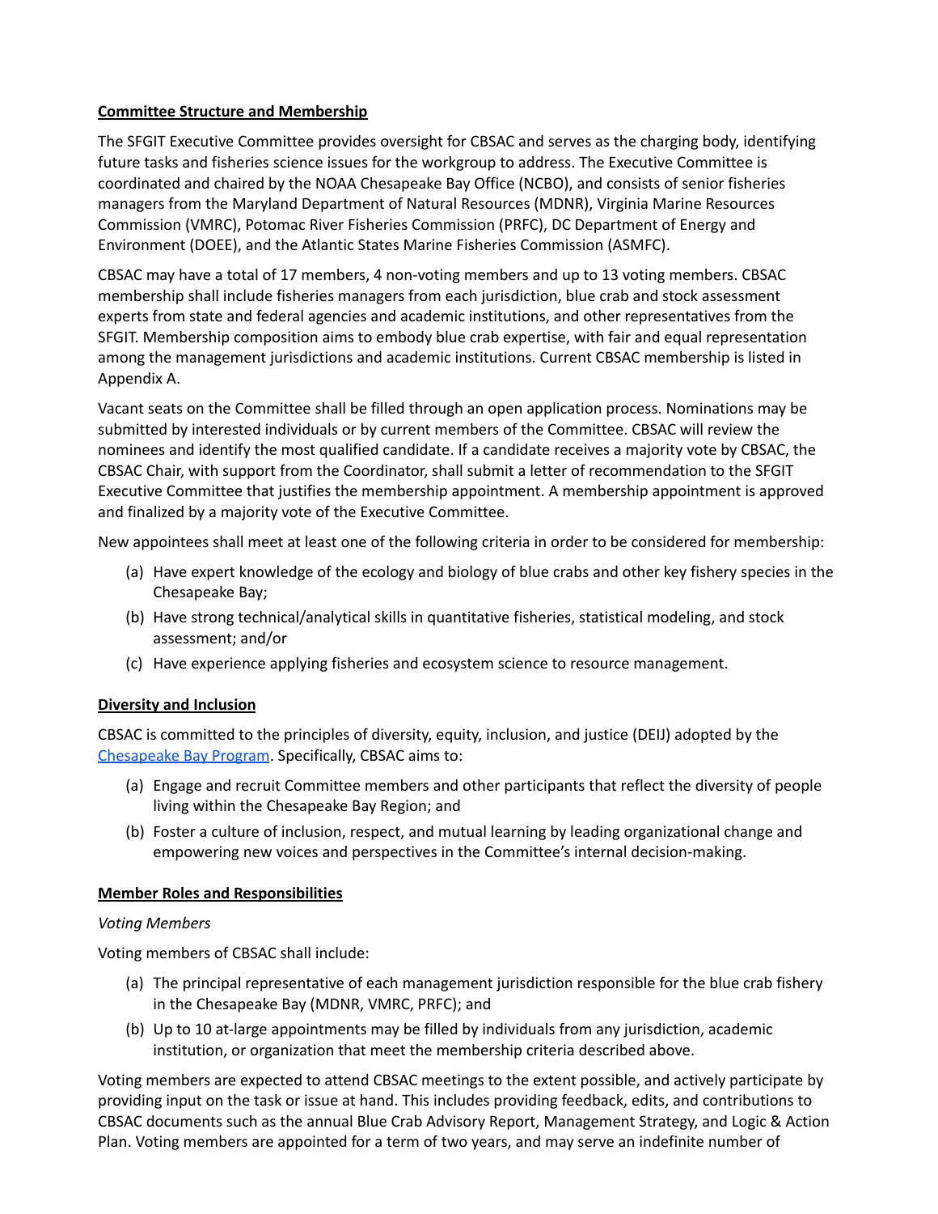**Committee Structure and Membership**

The SFGIT Executive Committee provides oversight for CBSAC and serves as the charging body, identifying future tasks and fisheries science issues for the workgroup to address. The Executive Committee is coordinated and chaired by the NOAA Chesapeake Bay Office (NCBO), and consists of senior fisheries managers from the Maryland Department of Natural Resources (MDNR), Virginia Marine Resources Commission (VMRC), Potomac River Fisheries Commission (PRFC), DC Department of Energy and Environment (DOEE), and the Atlantic States Marine Fisheries Commission (ASMFC).

CBSAC may have a total of 17 members, 4 non-voting members and up to 13 voting members. CBSAC membership shall include fisheries managers from each jurisdiction, blue crab and stock assessment experts from state and federal agencies and academic institutions, and other representatives from the SFGIT. Membership composition aims to embody blue crab expertise, with fair and equal representation among the management jurisdictions and academic institutions. Current CBSAC membership is listed in Appendix A.

Vacant seats on the Committee shall be filled through an open application process. Nominations may be submitted by interested individuals or by current members of the Committee. CBSAC will review the nominees and identify the most qualified candidate. If a candidate receives a majority vote by CBSAC, the CBSAC Chair, with support from the Coordinator, shall submit a letter of recommendation to the SFGIT Executive Committee that justifies the membership appointment. A membership appointment is approved and finalized by a majority vote of the Executive Committee.

New appointees shall meet at least one of the following criteria in order to be considered for membership:

(a) Have expert knowledge of the ecology and biology of blue crabs and other key fishery species in the Chesapeake Bay;

(b) Have strong technical/analytical skills in quantitative fisheries, statistical modeling, and stock assessment; and/or

(c) Have experience applying fisheries and ecosystem science to resource management.

**Diversity and Inclusion**

CBSAC is committed to the principles of diversity, equity, inclusion, and justice (DEIJ) adopted by the Chesapeake Bay Program. Specifically, CBSAC aims to:

(a) Engage and recruit Committee members and other participants that reflect the diversity of people living within the Chesapeake Bay Region; and

(b) Foster a culture of inclusion, respect, and mutual learning by leading organizational change and empowering new voices and perspectives in the Committee's internal decision-making.

**Member Roles and Responsibilities**

*Voting Members*

Voting members of CBSAC shall include:

(a) The principal representative of each management jurisdiction responsible for the blue crab fishery in the Chesapeake Bay (MDNR, VMRC, PRFC); and

(b) Up to 10 at-large appointments may be filled by individuals from any jurisdiction, academic institution, or organization that meet the membership criteria described above.

Voting members are expected to attend CBSAC meetings to the extent possible, and actively participate by providing input on the task or issue at hand. This includes providing feedback, edits, and contributions to CBSAC documents such as the annual Blue Crab Advisory Report, Management Strategy, and Logic & Action Plan. Voting members are appointed for a term of two years, and may serve an indefinite number of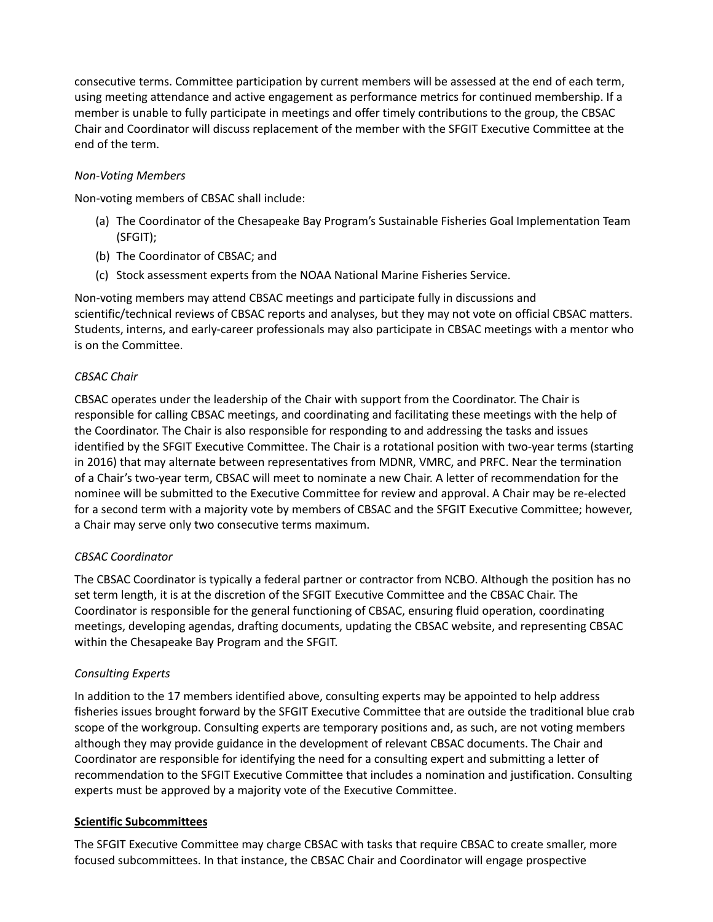consecutive terms. Committee participation by current members will be assessed at the end of each term, using meeting attendance and active engagement as performance metrics for continued membership. If a member is unable to fully participate in meetings and offer timely contributions to the group, the CBSAC Chair and Coordinator will discuss replacement of the member with the SFGIT Executive Committee at the end of the term.

*Non-Voting Members*

Non-voting members of CBSAC shall include:

(a) The Coordinator of the Chesapeake Bay Program's Sustainable Fisheries Goal Implementation Team (SFGIT);
(b) The Coordinator of CBSAC; and
(c) Stock assessment experts from the NOAA National Marine Fisheries Service.

Non-voting members may attend CBSAC meetings and participate fully in discussions and scientific/technical reviews of CBSAC reports and analyses, but they may not vote on official CBSAC matters. Students, interns, and early-career professionals may also participate in CBSAC meetings with a mentor who is on the Committee.

*CBSAC Chair*

CBSAC operates under the leadership of the Chair with support from the Coordinator. The Chair is responsible for calling CBSAC meetings, and coordinating and facilitating these meetings with the help of the Coordinator. The Chair is also responsible for responding to and addressing the tasks and issues identified by the SFGIT Executive Committee. The Chair is a rotational position with two-year terms (starting in 2016) that may alternate between representatives from MDNR, VMRC, and PRFC. Near the termination of a Chair's two-year term, CBSAC will meet to nominate a new Chair. A letter of recommendation for the nominee will be submitted to the Executive Committee for review and approval. A Chair may be re-elected for a second term with a majority vote by members of CBSAC and the SFGIT Executive Committee; however, a Chair may serve only two consecutive terms maximum.

*CBSAC Coordinator*

The CBSAC Coordinator is typically a federal partner or contractor from NCBO. Although the position has no set term length, it is at the discretion of the SFGIT Executive Committee and the CBSAC Chair. The Coordinator is responsible for the general functioning of CBSAC, ensuring fluid operation, coordinating meetings, developing agendas, drafting documents, updating the CBSAC website, and representing CBSAC within the Chesapeake Bay Program and the SFGIT.

*Consulting Experts*

In addition to the 17 members identified above, consulting experts may be appointed to help address fisheries issues brought forward by the SFGIT Executive Committee that are outside the traditional blue crab scope of the workgroup. Consulting experts are temporary positions and, as such, are not voting members although they may provide guidance in the development of relevant CBSAC documents. The Chair and Coordinator are responsible for identifying the need for a consulting expert and submitting a letter of recommendation to the SFGIT Executive Committee that includes a nomination and justification. Consulting experts must be approved by a majority vote of the Executive Committee.

**Scientific Subcommittees**

The SFGIT Executive Committee may charge CBSAC with tasks that require CBSAC to create smaller, more focused subcommittees. In that instance, the CBSAC Chair and Coordinator will engage prospective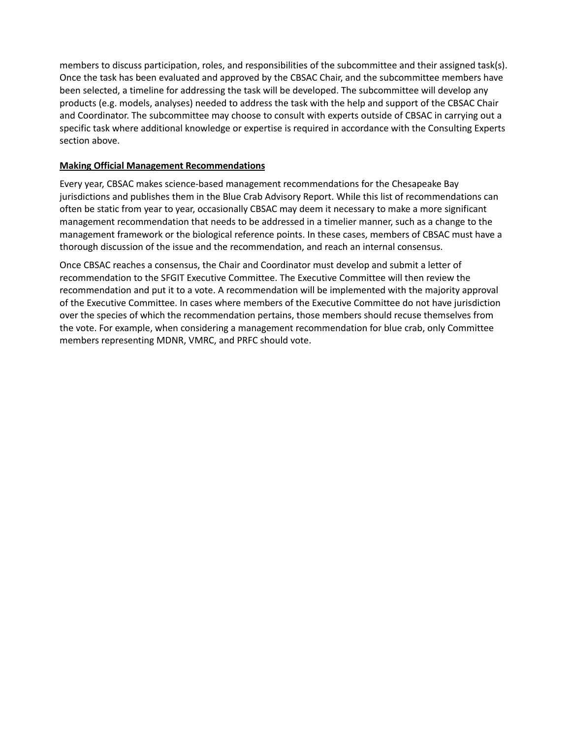members to discuss participation, roles, and responsibilities of the subcommittee and their assigned task(s). Once the task has been evaluated and approved by the CBSAC Chair, and the subcommittee members have been selected, a timeline for addressing the task will be developed. The subcommittee will develop any products (e.g. models, analyses) needed to address the task with the help and support of the CBSAC Chair and Coordinator. The subcommittee may choose to consult with experts outside of CBSAC in carrying out a specific task where additional knowledge or expertise is required in accordance with the Consulting Experts section above.

## Making Official Management Recommendations

Every year, CBSAC makes science-based management recommendations for the Chesapeake Bay jurisdictions and publishes them in the Blue Crab Advisory Report. While this list of recommendations can often be static from year to year, occasionally CBSAC may deem it necessary to make a more significant management recommendation that needs to be addressed in a timelier manner, such as a change to the management framework or the biological reference points. In these cases, members of CBSAC must have a thorough discussion of the issue and the recommendation, and reach an internal consensus.

Once CBSAC reaches a consensus, the Chair and Coordinator must develop and submit a letter of recommendation to the SFGIT Executive Committee. The Executive Committee will then review the recommendation and put it to a vote. A recommendation will be implemented with the majority approval of the Executive Committee. In cases where members of the Executive Committee do not have jurisdiction over the species of which the recommendation pertains, those members should recuse themselves from the vote. For example, when considering a management recommendation for blue crab, only Committee members representing MDNR, VMRC, and PRFC should vote.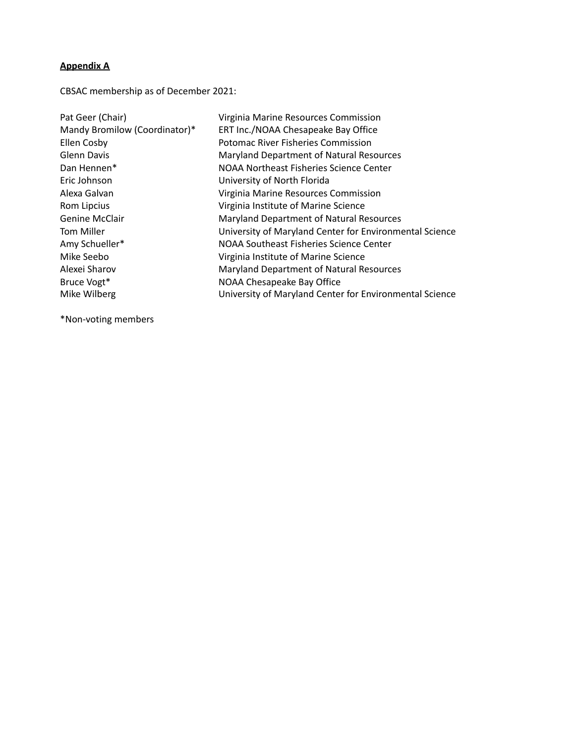**Appendix A**

CBSAC membership as of December 2021:

| | |
|---|---|
| Pat Geer (Chair) | Virginia Marine Resources Commission |
| Mandy Bromilow (Coordinator)* | ERT Inc./NOAA Chesapeake Bay Office |
| Ellen Cosby | Potomac River Fisheries Commission |
| Glenn Davis | Maryland Department of Natural Resources |
| Dan Hennen* | NOAA Northeast Fisheries Science Center |
| Eric Johnson | University of North Florida |
| Alexa Galvan | Virginia Marine Resources Commission |
| Rom Lipcius | Virginia Institute of Marine Science |
| Genine McClair | Maryland Department of Natural Resources |
| Tom Miller | University of Maryland Center for Environmental Science |
| Amy Schueller* | NOAA Southeast Fisheries Science Center |
| Mike Seebo | Virginia Institute of Marine Science |
| Alexei Sharov | Maryland Department of Natural Resources |
| Bruce Vogt* | NOAA Chesapeake Bay Office |
| Mike Wilberg | University of Maryland Center for Environmental Science |

*Non-voting members